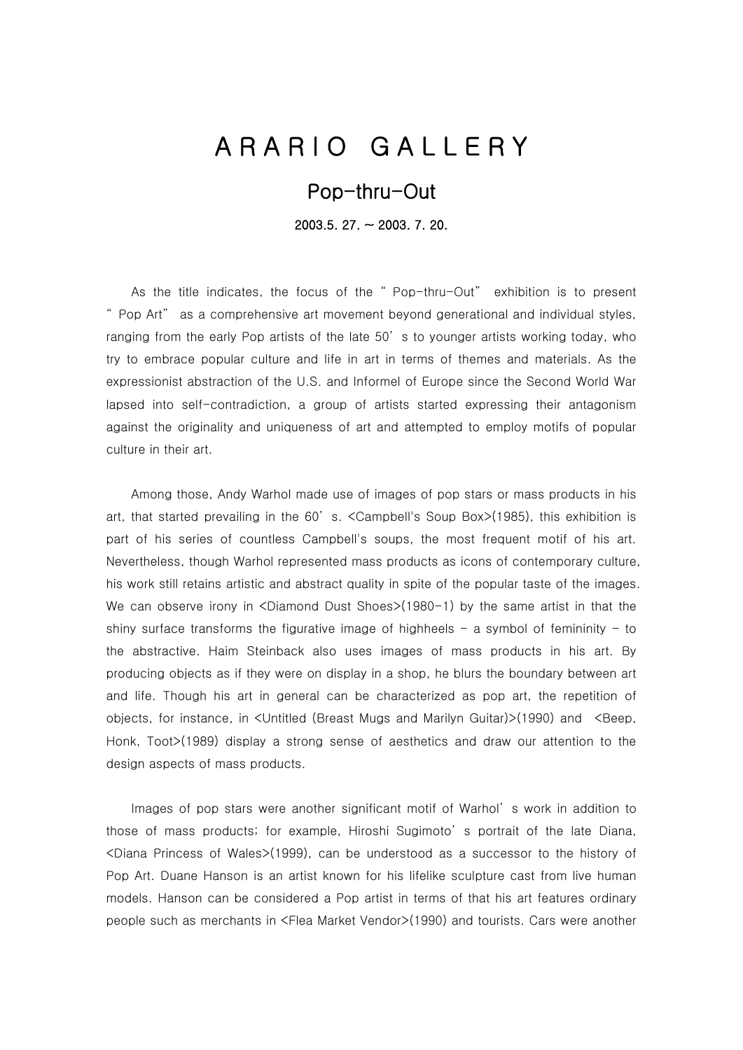# ARARIO GALLERY

## Pop-thru-Out

**2003.5. 27. ~ 2003. 7. 20.**

As the title indicates, the focus of the "Pop-thru-Out" exhibition is to present "Pop Art" as a comprehensive art movement beyond generational and individual styles, ranging from the early Pop artists of the late 50's to younger artists working today, who try to embrace popular culture and life in art in terms of themes and materials. As the expressionist abstraction of the U.S. and Informel of Europe since the Second World War lapsed into self-contradiction, a group of artists started expressing their antagonism against the originality and uniqueness of art and attempted to employ motifs of popular culture in their art.

Among those, Andy Warhol made use of images of pop stars or mass products in his art, that started prevailing in the 60's. <Campbell's Soup Box>(1985), this exhibition is part of his series of countless Campbell's soups, the most frequent motif of his art. Nevertheless, though Warhol represented mass products as icons of contemporary culture, his work still retains artistic and abstract quality in spite of the popular taste of the images. We can observe irony in <Diamond Dust Shoes>(1980-1) by the same artist in that the shiny surface transforms the figurative image of highheels - a symbol of femininity - to the abstractive. Haim Steinback also uses images of mass products in his art. By producing objects as if they were on display in a shop, he blurs the boundary between art and life. Though his art in general can be characterized as pop art, the repetition of objects, for instance, in <Untitled (Breast Mugs and Marilyn Guitar)>(1990) and <Beep, Honk, Toot>(1989) display a strong sense of aesthetics and draw our attention to the design aspects of mass products.

Images of pop stars were another significant motif of Warhol's work in addition to those of mass products; for example, Hiroshi Sugimoto's portrait of the late Diana, <Diana Princess of Wales>(1999), can be understood as a successor to the history of Pop Art. Duane Hanson is an artist known for his lifelike sculpture cast from live human models. Hanson can be considered a Pop artist in terms of that his art features ordinary people such as merchants in <Flea Market Vendor>(1990) and tourists. Cars were another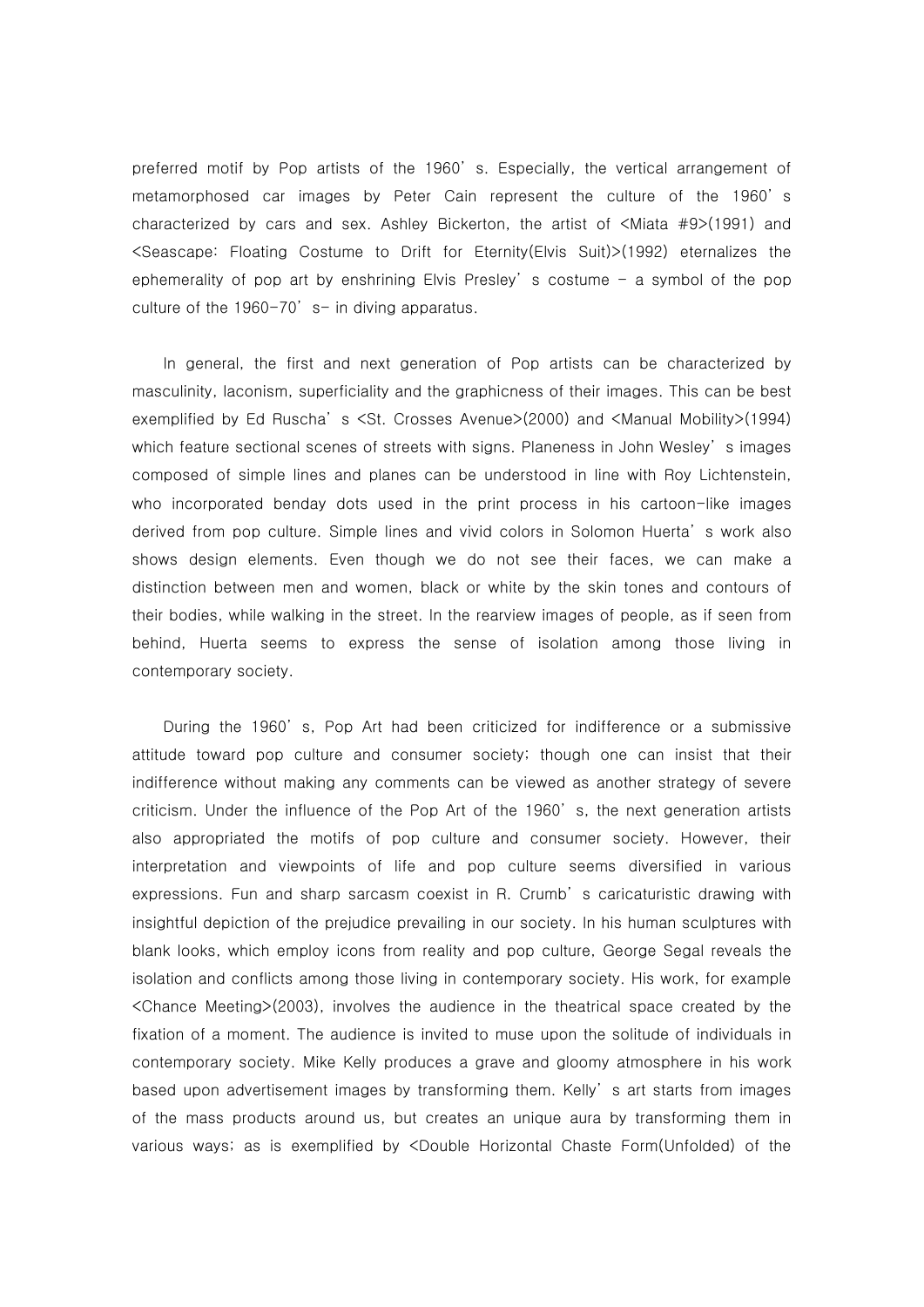preferred motif by Pop artists of the 1960's. Especially, the vertical arrangement of metamorphosed car images by Peter Cain represent the culture of the 1960's characterized by cars and sex. Ashley Bickerton, the artist of <Miata #9>(1991) and <Seascape: Floating Costume to Drift for Eternity(Elvis Suit)>(1992) eternalizes the ephemerality of pop art by enshrining Elvis Presley's costume - a symbol of the pop culture of the 1960-70's- in diving apparatus.

In general, the first and next generation of Pop artists can be characterized by masculinity, laconism, superficiality and the graphicness of their images. This can be best exemplified by Ed Ruscha's <St. Crosses Avenue>(2000) and <Manual Mobility>(1994) which feature sectional scenes of streets with signs. Planeness in John Wesley's images composed of simple lines and planes can be understood in line with Roy Lichtenstein, who incorporated benday dots used in the print process in his cartoon-like images derived from pop culture. Simple lines and vivid colors in Solomon Huerta's work also shows design elements. Even though we do not see their faces, we can make a distinction between men and women, black or white by the skin tones and contours of their bodies, while walking in the street. In the rearview images of people, as if seen from behind, Huerta seems to express the sense of isolation among those living in contemporary society.

During the 1960's, Pop Art had been criticized for indifference or a submissive attitude toward pop culture and consumer society; though one can insist that their indifference without making any comments can be viewed as another strategy of severe criticism. Under the influence of the Pop Art of the 1960's, the next generation artists also appropriated the motifs of pop culture and consumer society. However, their interpretation and viewpoints of life and pop culture seems diversified in various expressions. Fun and sharp sarcasm coexist in R. Crumb's caricaturistic drawing with insightful depiction of the prejudice prevailing in our society. In his human sculptures with blank looks, which employ icons from reality and pop culture, George Segal reveals the isolation and conflicts among those living in contemporary society. His work, for example <Chance Meeting>(2003), involves the audience in the theatrical space created by the fixation of a moment. The audience is invited to muse upon the solitude of individuals in contemporary society. Mike Kelly produces a grave and gloomy atmosphere in his work based upon advertisement images by transforming them. Kelly's art starts from images of the mass products around us, but creates an unique aura by transforming them in various ways; as is exemplified by <Double Horizontal Chaste Form(Unfolded) of the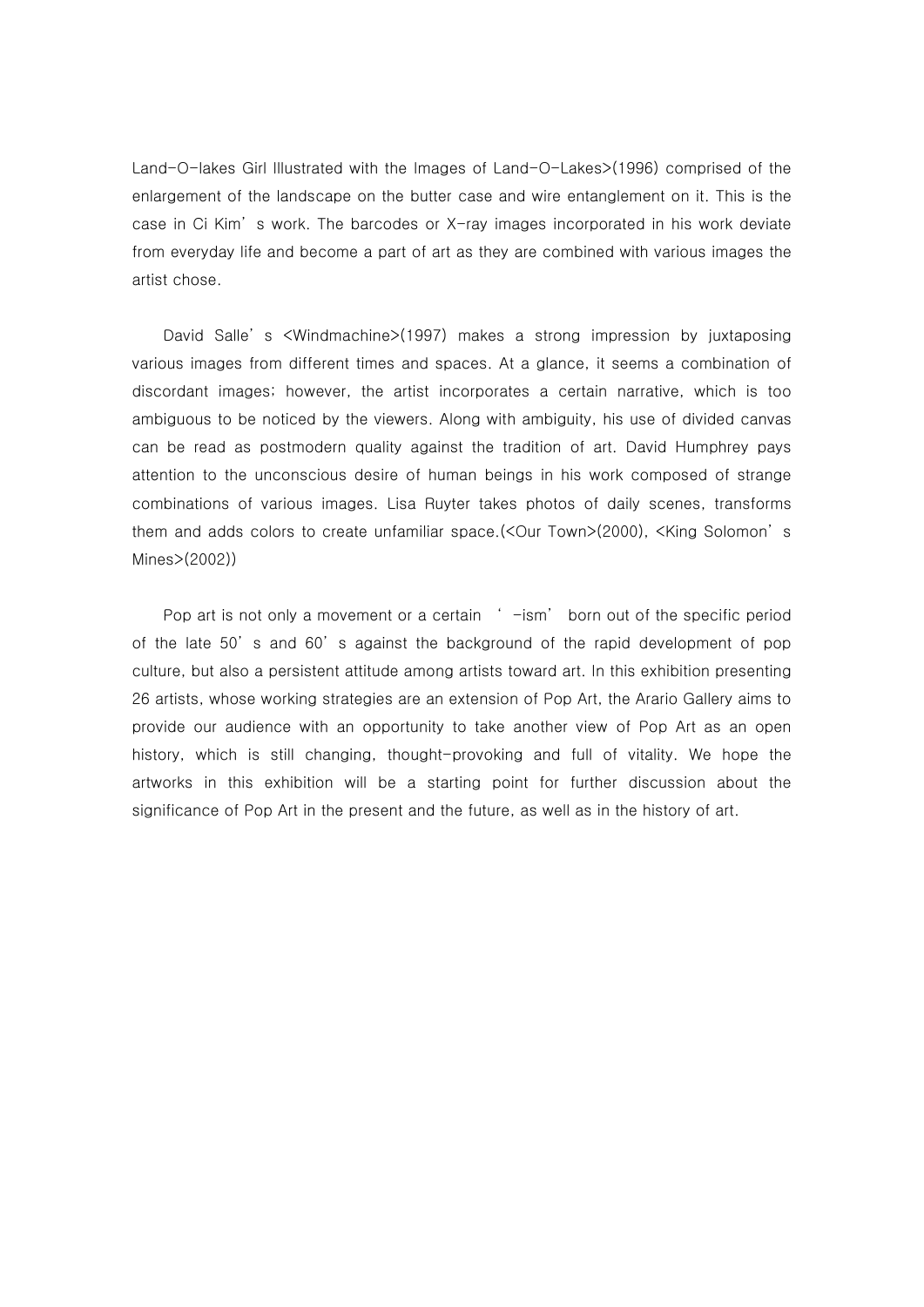Land-O-lakes Girl Illustrated with the Images of Land-O-Lakes>(1996) comprised of the enlargement of the landscape on the butter case and wire entanglement on it. This is the case in Ci Kim's work. The barcodes or X-ray images incorporated in his work deviate from everyday life and become a part of art as they are combined with various images the artist chose.

David Salle's <Windmachine>(1997) makes a strong impression by juxtaposing various images from different times and spaces. At a glance, it seems a combination of discordant images; however, the artist incorporates a certain narrative, which is too ambiguous to be noticed by the viewers. Along with ambiguity, his use of divided canvas can be read as postmodern quality against the tradition of art. David Humphrey pays attention to the unconscious desire of human beings in his work composed of strange combinations of various images. Lisa Ruyter takes photos of daily scenes, transforms them and adds colors to create unfamiliar space.(<Our Town>(2000), <King Solomon's Mines>(2002))

Pop art is not only a movement or a certain '-ism' born out of the specific period of the late 50's and 60's against the background of the rapid development of pop culture, but also a persistent attitude among artists toward art. In this exhibition presenting 26 artists, whose working strategies are an extension of Pop Art, the Arario Gallery aims to provide our audience with an opportunity to take another view of Pop Art as an open history, which is still changing, thought-provoking and full of vitality. We hope the artworks in this exhibition will be a starting point for further discussion about the significance of Pop Art in the present and the future, as well as in the history of art.